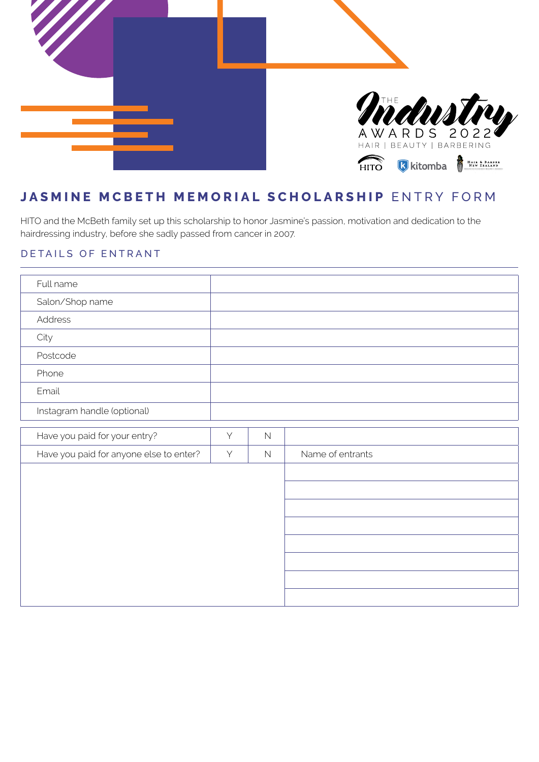THE Industry AWARDS 2022

HAIR | BEAUTY | BARBERING

HITO kitomba Hair & Barber New Zealand

# JASMINE MCBETH MEMORIAL SCHOLARSHIP ENTRY FORM

HITO and the McBeth family set up this scholarship to honor Jasmine's passion, motivation and dedication to the hairdressing industry, before she sadly passed from cancer in 2007.

## DETAILS OF ENTRANT

| | |
|---|---|
| Full name | |
| Salon/Shop name | |
| Address | |
| City | |
| Postcode | |
| Phone | |
| Email | |
| Instagram handle (optional) | |

| | | | |
|---|---|---|---|
| Have you paid for your entry? | Y | N | |
| Have you paid for anyone else to enter? | Y | N | Name of entrants |
| | | | |
| | | | |
| | | | |
| | | | |
| | | | |
| | | | |
| | | | |
| | | | |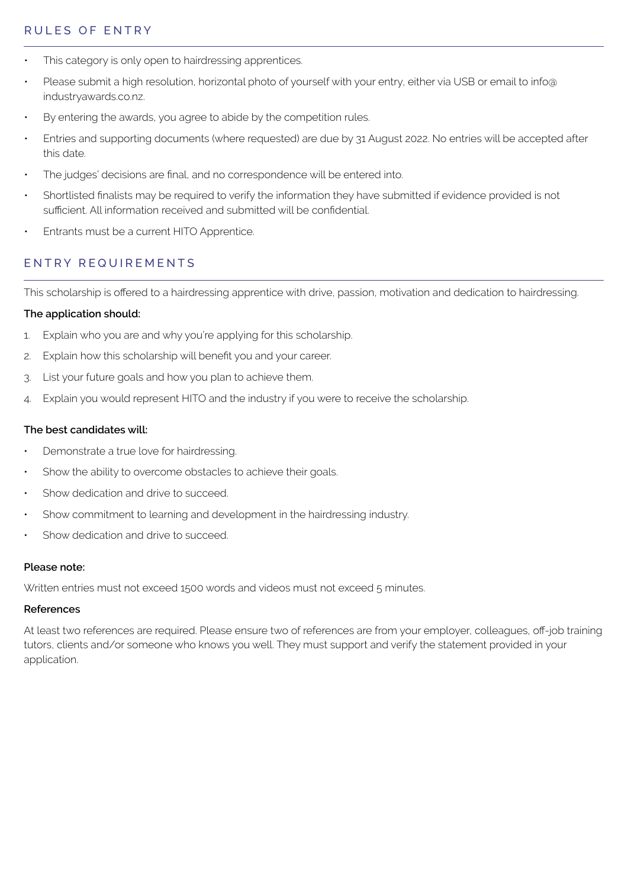## RULES OF ENTRY

- This category is only open to hairdressing apprentices.
- Please submit a high resolution, horizontal photo of yourself with your entry, either via USB or email to info@industryawards.co.nz.
- By entering the awards, you agree to abide by the competition rules.
- Entries and supporting documents (where requested) are due by 31 August 2022. No entries will be accepted after this date.
- The judges' decisions are final, and no correspondence will be entered into.
- Shortlisted finalists may be required to verify the information they have submitted if evidence provided is not sufficient. All information received and submitted will be confidential.
- Entrants must be a current HITO Apprentice.

## ENTRY REQUIREMENTS

This scholarship is offered to a hairdressing apprentice with drive, passion, motivation and dedication to hairdressing.

**The application should:**

1. Explain who you are and why you're applying for this scholarship.
2. Explain how this scholarship will benefit you and your career.
3. List your future goals and how you plan to achieve them.
4. Explain you would represent HITO and the industry if you were to receive the scholarship.

**The best candidates will:**

- Demonstrate a true love for hairdressing.
- Show the ability to overcome obstacles to achieve their goals.
- Show dedication and drive to succeed.
- Show commitment to learning and development in the hairdressing industry.
- Show dedication and drive to succeed.

**Please note:**

Written entries must not exceed 1500 words and videos must not exceed 5 minutes.

**References**

At least two references are required. Please ensure two of references are from your employer, colleagues, off-job training tutors, clients and/or someone who knows you well. They must support and verify the statement provided in your application.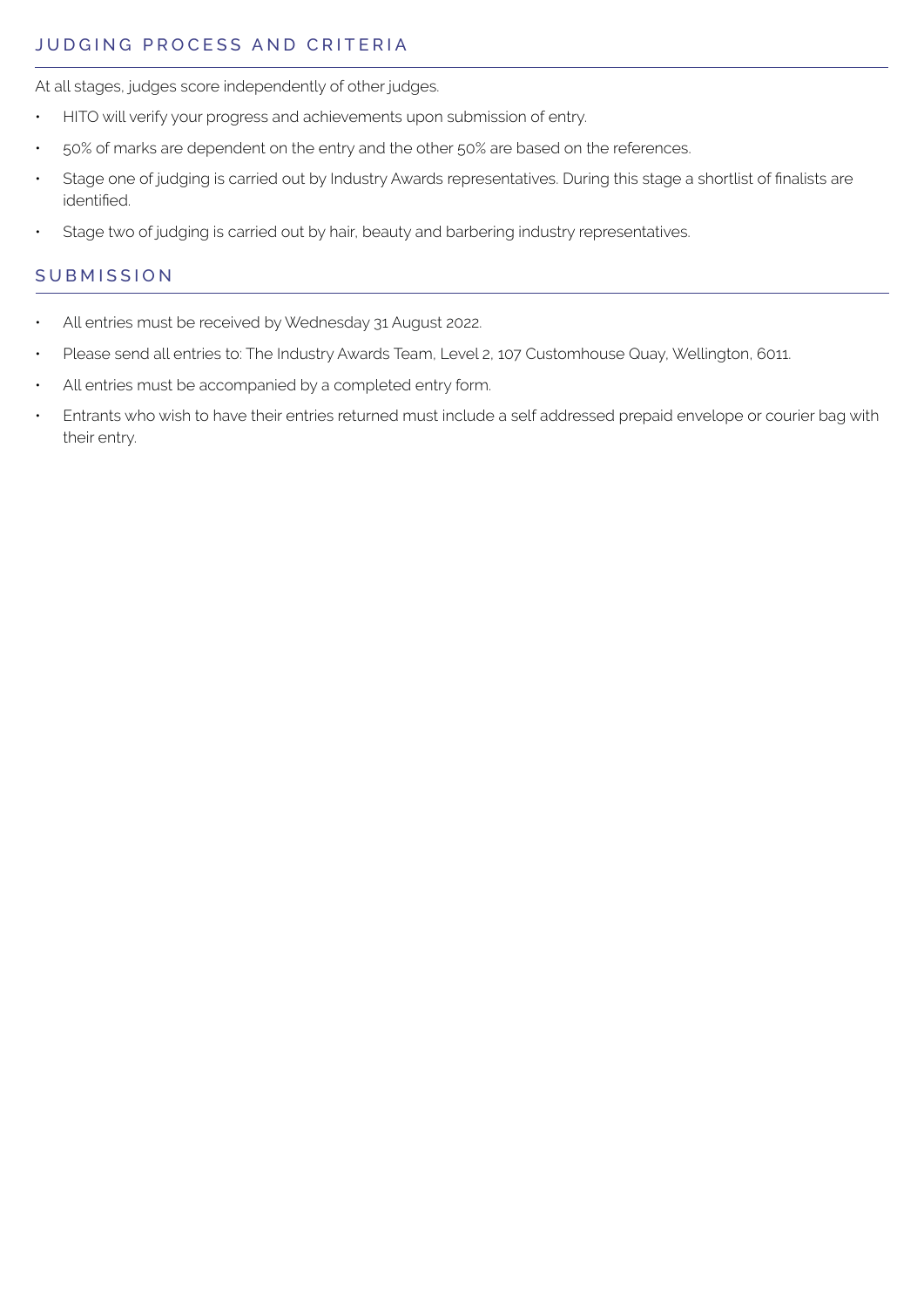## JUDGING PROCESS AND CRITERIA

At all stages, judges score independently of other judges.

- HITO will verify your progress and achievements upon submission of entry.
- 50% of marks are dependent on the entry and the other 50% are based on the references.
- Stage one of judging is carried out by Industry Awards representatives. During this stage a shortlist of finalists are identified.
- Stage two of judging is carried out by hair, beauty and barbering industry representatives.

## SUBMISSION

- All entries must be received by Wednesday 31 August 2022.
- Please send all entries to: The Industry Awards Team, Level 2, 107 Customhouse Quay, Wellington, 6011.
- All entries must be accompanied by a completed entry form.
- Entrants who wish to have their entries returned must include a self addressed prepaid envelope or courier bag with their entry.